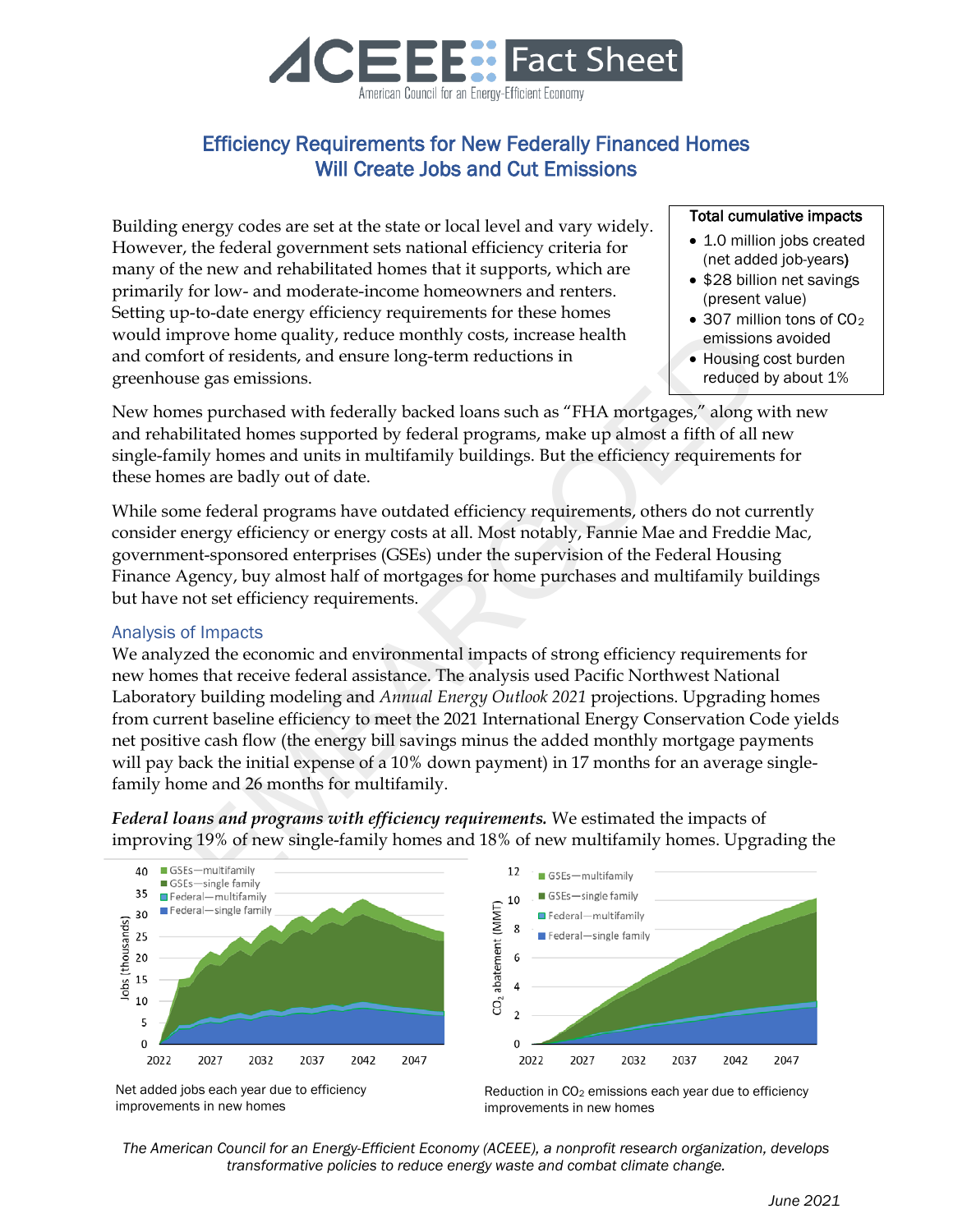ACEEE Fact Sheet
American Council for an Energy-Efficient Economy

# Efficiency Requirements for New Federally Financed Homes Will Create Jobs and Cut Emissions

**Total cumulative impacts**

- 1.0 million jobs created (net added job-years)
- $28 billion net savings (present value)
- 307 million tons of $CO_2$ emissions avoided
- Housing cost burden reduced by about 1%

Building energy codes are set at the state or local level and vary widely. However, the federal government sets national efficiency criteria for many of the new and rehabilitated homes that it supports, which are primarily for low- and moderate-income homeowners and renters. Setting up-to-date energy efficiency requirements for these homes would improve home quality, reduce monthly costs, increase health and comfort of residents, and ensure long-term reductions in greenhouse gas emissions.

New homes purchased with federally backed loans such as "FHA mortgages," along with new and rehabilitated homes supported by federal programs, make up almost a fifth of all new single-family homes and units in multifamily buildings. But the efficiency requirements for these homes are badly out of date.

While some federal programs have outdated efficiency requirements, others do not currently consider energy efficiency or energy costs at all. Most notably, Fannie Mae and Freddie Mac, government-sponsored enterprises (GSEs) under the supervision of the Federal Housing Finance Agency, buy almost half of mortgages for home purchases and multifamily buildings but have not set efficiency requirements.

## Analysis of Impacts

We analyzed the economic and environmental impacts of strong efficiency requirements for new homes that receive federal assistance. The analysis used Pacific Northwest National Laboratory building modeling and *Annual Energy Outlook 2021* projections. Upgrading homes from current baseline efficiency to meet the 2021 International Energy Conservation Code yields net positive cash flow (the energy bill savings minus the added monthly mortgage payments will pay back the initial expense of a 10% down payment) in 17 months for an average single-family home and 26 months for multifamily.

***Federal loans and programs with efficiency requirements.*** We estimated the impacts of improving 19% of new single-family homes and 18% of new multifamily homes. Upgrading the

Net added jobs each year due to efficiency improvements in new homes

Reduction in $CO_2$ emissions each year due to efficiency improvements in new homes

*The American Council for an Energy-Efficient Economy (ACEEE), a nonprofit research organization, develops transformative policies to reduce energy waste and combat climate change.*

*June 2021*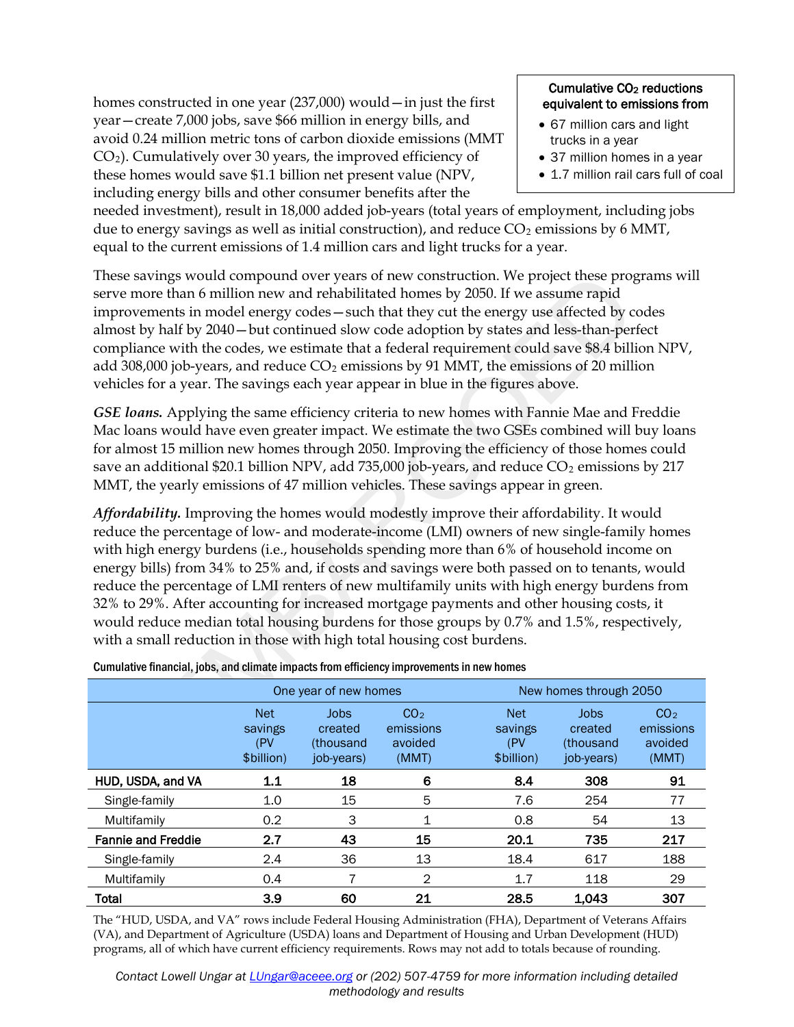homes constructed in one year (237,000) would—in just the first year—create 7,000 jobs, save $66 million in energy bills, and avoid 0.24 million metric tons of carbon dioxide emissions (MMT $CO_2$). Cumulatively over 30 years, the improved efficiency of these homes would save $1.1 billion net present value (NPV, including energy bills and other consumer benefits after the needed investment), result in 18,000 added job-years (total years of employment, including jobs due to energy savings as well as initial construction), and reduce $CO_2$ emissions by 6 MMT, equal to the current emissions of 1.4 million cars and light trucks for a year.

**Cumulative $CO_2$ reductions equivalent to emissions from**

- 67 million cars and light trucks in a year
- 37 million homes in a year
- 1.7 million rail cars full of coal

These savings would compound over years of new construction. We project these programs will serve more than 6 million new and rehabilitated homes by 2050. If we assume rapid improvements in model energy codes—such that they cut the energy use affected by codes almost by half by 2040—but continued slow code adoption by states and less-than-perfect compliance with the codes, we estimate that a federal requirement could save $8.4 billion NPV, add 308,000 job-years, and reduce $CO_2$ emissions by 91 MMT, the emissions of 20 million vehicles for a year. The savings each year appear in blue in the figures above.

***GSE loans.*** Applying the same efficiency criteria to new homes with Fannie Mae and Freddie Mac loans would have even greater impact. We estimate the two GSEs combined will buy loans for almost 15 million new homes through 2050. Improving the efficiency of those homes could save an additional $20.1 billion NPV, add 735,000 job-years, and reduce $CO_2$ emissions by 217 MMT, the yearly emissions of 47 million vehicles. These savings appear in green.

***Affordability.*** Improving the homes would modestly improve their affordability. It would reduce the percentage of low- and moderate-income (LMI) owners of new single-family homes with high energy burdens (i.e., households spending more than 6% of household income on energy bills) from 34% to 25% and, if costs and savings were both passed on to tenants, would reduce the percentage of LMI renters of new multifamily units with high energy burdens from 32% to 29%. After accounting for increased mortgage payments and other housing costs, it would reduce median total housing burdens for those groups by 0.7% and 1.5%, respectively, with a small reduction in those with high total housing cost burdens.

Cumulative financial, jobs, and climate impacts from efficiency improvements in new homes

| | One year of new homes | | | New homes through 2050 | | |
|---|---|---|---|---|---|---|
| | Net savings (PV $billion) | Jobs created (thousand job-years) | $CO_2$ emissions avoided (MMT) | Net savings (PV $billion) | Jobs created (thousand job-years) | $CO_2$ emissions avoided (MMT) |
| **HUD, USDA, and VA** | **1.1** | **18** | **6** | **8.4** | **308** | **91** |
| Single-family | 1.0 | 15 | 5 | 7.6 | 254 | 77 |
| Multifamily | 0.2 | 3 | 1 | 0.8 | 54 | 13 |
| **Fannie and Freddie** | **2.7** | **43** | **15** | **20.1** | **735** | **217** |
| Single-family | 2.4 | 36 | 13 | 18.4 | 617 | 188 |
| Multifamily | 0.4 | 7 | 2 | 1.7 | 118 | 29 |
| **Total** | **3.9** | **60** | **21** | **28.5** | **1,043** | **307** |

The "HUD, USDA, and VA" rows include Federal Housing Administration (FHA), Department of Veterans Affairs (VA), and Department of Agriculture (USDA) loans and Department of Housing and Urban Development (HUD) programs, all of which have current efficiency requirements. Rows may not add to totals because of rounding.

*Contact Lowell Ungar at [LUngar@aceee.org](mailto:LUngar@aceee.org) or (202) 507-4759 for more information including detailed methodology and results*